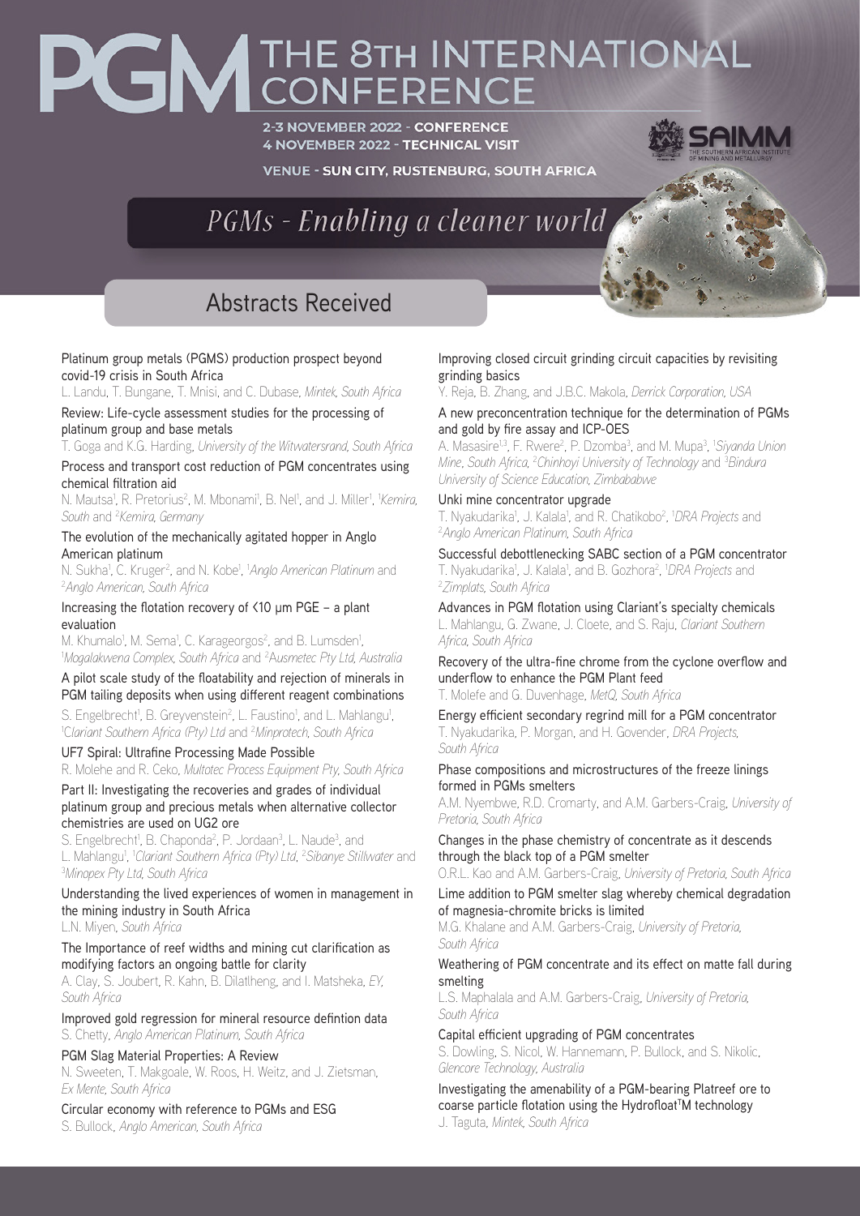# PGM THE 8TH INTERNATIONAL CONFERENCE

**2-3 NOVEMBER 2022 - CONFERENCE**
**4 NOVEMBER 2022 - TECHNICAL VISIT**

**VENUE - SUN CITY, RUSTENBURG, SOUTH AFRICA**

SAIMM — THE SOUTHERN AFRICAN INSTITUTE OF MINING AND METALLURGY

*PGMs - Enabling a cleaner world*

## Abstracts Received

Platinum group metals (PGMS) production prospect beyond covid-19 crisis in South Africa
L. Landu, T. Bungane, T. Mnisi, and C. Dubase, *Mintek, South Africa*

Review: Life-cycle assessment studies for the processing of platinum group and base metals
T. Goga and K.G. Harding, *University of the Witwatersrand, South Africa*

Process and transport cost reduction of PGM concentrates using chemical filtration aid
N. Mautsa[1], R. Pretorius[2], M. Mbonami[1], B. Nel[1], and J. Miller[1], [1]*Kemira, South* and [2]*Kemira, Germany*

The evolution of the mechanically agitated hopper in Anglo American platinum
N. Sukha[1], C. Kruger[2], and N. Kobe[1], [1]*Anglo American Platinum* and [2]*Anglo American, South Africa*

Increasing the flotation recovery of <10 µm PGE – a plant evaluation
M. Khumalo[1], M. Sema[1], C. Karageorgos[2], and B. Lumsden[1], [1]*Mogalakwena Complex, South Africa* and [2]*Ausmetec Pty Ltd, Australia*

A pilot scale study of the floatability and rejection of minerals in PGM tailing deposits when using different reagent combinations
S. Engelbrecht[1], B. Greyvenstein[2], L. Faustino[1], and L. Mahlangu[1], [1]*Clariant Southern Africa (Pty) Ltd* and [2]*Minprotech, South Africa*

UF7 Spiral: Ultrafine Processing Made Possible
R. Molehe and R. Ceko, *Multotec Process Equipment Pty, South Africa*

Part II: Investigating the recoveries and grades of individual platinum group and precious metals when alternative collector chemistries are used on UG2 ore
S. Engelbrecht[1], B. Chaponda[2], P. Jordaan[3], L. Naude[3], and L. Mahlangu[1], [1]*Clariant Southern Africa (Pty) Ltd*, [2]*Sibanye Stillwater* and [3]*Minopex Pty Ltd, South Africa*

Understanding the lived experiences of women in management in the mining industry in South Africa
L.N. Miyen, *South Africa*

The Importance of reef widths and mining cut clarification as modifying factors an ongoing battle for clarity
A. Clay, S. Joubert, R. Kahn, B. Dilatlheng, and I. Matsheka, *EY, South Africa*

Improved gold regression for mineral resource defintion data
S. Chetty, *Anglo American Platinum, South Africa*

PGM Slag Material Properties: A Review
N. Sweeten, T. Makgoale, W. Roos, H. Weitz, and J. Zietsman, *Ex Mente, South Africa*

Circular economy with reference to PGMs and ESG
S. Bullock, *Anglo American, South Africa*

Improving closed circuit grinding circuit capacities by revisiting grinding basics
Y. Reja, B. Zhang, and J.B.C. Makola, *Derrick Corporation, USA*

A new preconcentration technique for the determination of PGMs and gold by fire assay and ICP-OES
A. Masasire[1,3], F. Rwere[2], P. Dzomba[3], and M. Mupa[3], [1]*Siyanda Union Mine, South Africa*, [2]*Chinhoyi University of Technology* and [3]*Bindura University of Science Education, Zimbabwe*

Unki mine concentrator upgrade
T. Nyakudarika[1], J. Kalala[1], and R. Chatikobo[2], [1]*DRA Projects* and [2]*Anglo American Platinum, South Africa*

Successful debottlenecking SABC section of a PGM concentrator
T. Nyakudarika[1], J. Kalala[1], and B. Gozhora[2], [1]*DRA Projects* and [2]*Zimplats, South Africa*

Advances in PGM flotation using Clariant's specialty chemicals
L. Mahlangu, G. Zwane, J. Cloete, and S. Raju, *Clariant Southern Africa, South Africa*

Recovery of the ultra-fine chrome from the cyclone overflow and underflow to enhance the PGM Plant feed
T. Molefe and G. Duvenhage, *MetQ, South Africa*

Energy efficient secondary regrind mill for a PGM concentrator
T. Nyakudarika, P. Morgan, and H. Govender, *DRA Projects, South Africa*

Phase compositions and microstructures of the freeze linings formed in PGMs smelters
A.M. Nyembwe, R.D. Cromarty, and A.M. Garbers-Craig, *University of Pretoria, South Africa*

Changes in the phase chemistry of concentrate as it descends through the black top of a PGM smelter
O.R.L. Kao and A.M. Garbers-Craig, *University of Pretoria, South Africa*

Lime addition to PGM smelter slag whereby chemical degradation of magnesia-chromite bricks is limited
M.G. Khalane and A.M. Garbers-Craig, *University of Pretoria, South Africa*

Weathering of PGM concentrate and its effect on matte fall during smelting
L.S. Maphalala and A.M. Garbers-Craig, *University of Pretoria, South Africa*

Capital efficient upgrading of PGM concentrates
S. Dowling, S. Nicol, W. Hannemann, P. Bullock, and S. Nikolic, *Glencore Technology, Australia*

Investigating the amenability of a PGM-bearing Platreef ore to coarse particle flotation using the Hydrofloat™ technology
J. Taguta, *Mintek, South Africa*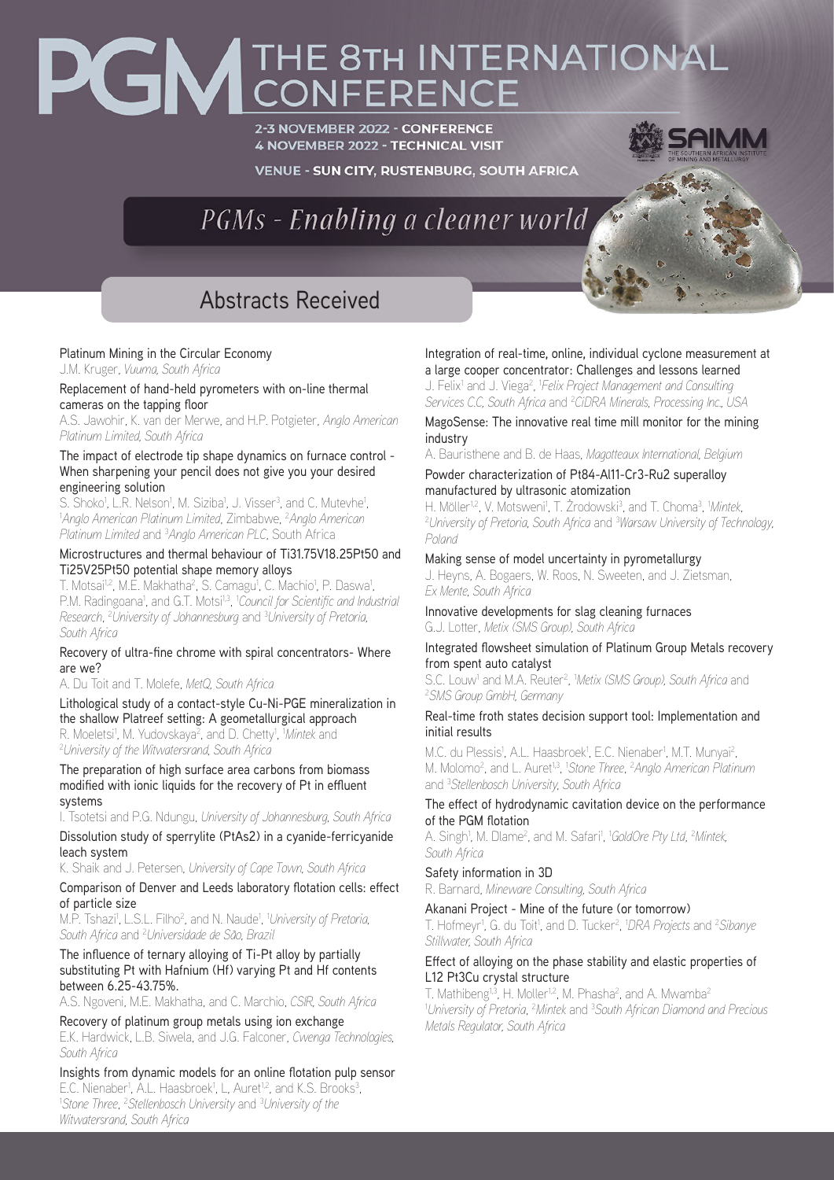# PGM THE 8TH INTERNATIONAL CONFERENCE

2-3 NOVEMBER 2022 - CONFERENCE
4 NOVEMBER 2022 - TECHNICAL VISIT

VENUE - SUN CITY, RUSTENBURG, SOUTH AFRICA

SAIMM THE SOUTHERN AFRICAN INSTITUTE OF MINING AND METALLURGY

## *PGMs - Enabling a cleaner world*

## Abstracts Received

Platinum Mining in the Circular Economy
J.M. Kruger, *Vuuma, South Africa*

Replacement of hand-held pyrometers with on-line thermal cameras on the tapping floor
A.S. Jawohir, K. van der Merwe, and H.P. Potgieter, *Anglo American Platinum Limited, South Africa*

The impact of electrode tip shape dynamics on furnace control - When sharpening your pencil does not give you your desired engineering solution
S. Shoko[1], L.R. Nelson[1], M. Siziba[1], J. Visser[3], and C. Mutevhe[1], [1]*Anglo American Platinum Limited*, Zimbabwe, [2]*Anglo American Platinum Limited* and [3]*Anglo American PLC*, South Africa

Microstructures and thermal behaviour of Ti31.75V18.25Pt50 and Ti25V25Pt50 potential shape memory alloys
T. Motsai[1,2], M.E. Makhatha[2], S. Camagu[1], C. Machio[1], P. Daswa[1], P.M. Radingoana[1], and G.T. Motsi[1,3], [1]*Council for Scientific and Industrial Research*, [2]*University of Johannesburg* and [3]*University of Pretoria, South Africa*

Recovery of ultra-fine chrome with spiral concentrators- Where are we?
A. Du Toit and T. Molefe, *MetQ, South Africa*

Lithological study of a contact-style Cu-Ni-PGE mineralization in the shallow Platreef setting: A geometallurgical approach
R. Moeletsi[1], M. Yudovskaya[2], and D. Chetty[1], [1]*Mintek* and [2]*University of the Witwatersrand, South Africa*

The preparation of high surface area carbons from biomass modified with ionic liquids for the recovery of Pt in effluent systems
I. Tsotetsi and P.G. Ndungu, *University of Johannesburg, South Africa*

Dissolution study of sperrylite (PtAs2) in a cyanide-ferricyanide leach system
K. Shaik and J. Petersen, *University of Cape Town, South Africa*

Comparison of Denver and Leeds laboratory flotation cells: effect of particle size
M.P. Tshazi[1], L.S.L. Filho[2], and N. Naude[1], [1]*University of Pretoria, South Africa* and [2]*Universidade de São, Brazil*

The influence of ternary alloying of Ti-Pt alloy by partially substituting Pt with Hafnium (Hf) varying Pt and Hf contents between 6.25-43.75%.
A.S. Ngoveni, M.E. Makhatha, and C. Marchio, *CSIR, South Africa*

Recovery of platinum group metals using ion exchange
E.K. Hardwick, L.B. Siwela, and J.G. Falconer, *Cwenga Technologies, South Africa*

Insights from dynamic models for an online flotation pulp sensor
E.C. Nienaber[1], A.L. Haasbroek[1], L. Auret[1,2], and K.S. Brooks[3], [1]*Stone Three*, [2]*Stellenbosch University* and [3]*University of the Witwatersrand, South Africa*

Integration of real-time, online, individual cyclone measurement at a large cooper concentrator: Challenges and lessons learned
J. Felix[1] and J. Viega[2], [1]*Felix Project Management and Consulting Services C.C, South Africa* and [2]*CiDRA Minerals, Processing Inc., USA*

MagoSense: The innovative real time mill monitor for the mining industry
A. Bauristhene and B. de Haas, *Magotteaux International, Belgium*

Powder characterization of Pt84-Al11-Cr3-Ru2 superalloy manufactured by ultrasonic atomization
H. Möller[1,2], V. Motsweni[1], T. Żrodowski[3], and T. Choma[3], [1]*Mintek*, [2]*University of Pretoria, South Africa* and [3]*Warsaw University of Technology, Poland*

Making sense of model uncertainty in pyrometallurgy
J. Heyns, A. Bogaers, W. Roos, N. Sweeten, and J. Zietsman, *Ex Mente, South Africa*

Innovative developments for slag cleaning furnaces
G.J. Lotter, *Metix (SMS Group), South Africa*

Integrated flowsheet simulation of Platinum Group Metals recovery from spent auto catalyst
S.C. Louw[1] and M.A. Reuter[2], [1]*Metix (SMS Group), South Africa* and [2]*SMS Group GmbH, Germany*

Real-time froth states decision support tool: Implementation and initial results
M.C. du Plessis[1], A.L. Haasbroek[1], E.C. Nienaber[1], M.T. Munyai[2], M. Molomo[2], and L. Auret[1,3], [1]*Stone Three*, [2]*Anglo American Platinum* and [3]*Stellenbosch University, South Africa*

The effect of hydrodynamic cavitation device on the performance of the PGM flotation
A. Singh[1], M. Dlame[2], and M. Safari[1], [1]*GoldOre Pty Ltd*, [2]*Mintek, South Africa*

Safety information in 3D
R. Barnard, *Mineware Consulting, South Africa*

Akanani Project - Mine of the future (or tomorrow)
T. Hofmeyr[1], G. du Toit[1], and D. Tucker[2], [1]*DRA Projects* and [2]*Sibanye Stillwater, South Africa*

Effect of alloying on the phase stability and elastic properties of L12 Pt3Cu crystal structure
T. Mathibeng[1,3], H. Moller[1,2], M. Phasha[2], and A. Mwamba[2]
[1]*University of Pretoria*, [2]*Mintek* and [3]*South African Diamond and Precious Metals Regulator, South Africa*